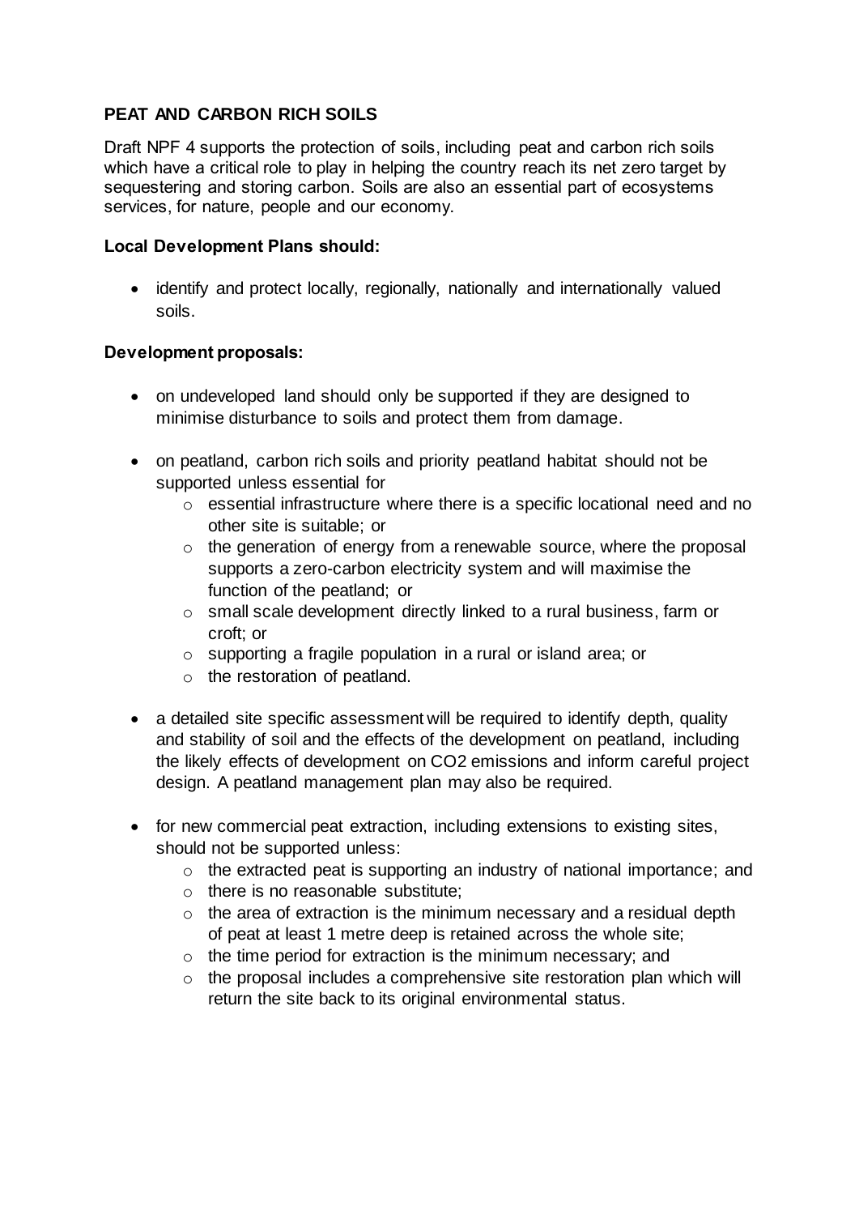**PEAT AND CARBON RICH SOILS**

Draft NPF 4 supports the protection of soils, including peat and carbon rich soils which have a critical role to play in helping the country reach its net zero target by sequestering and storing carbon. Soils are also an essential part of ecosystems services, for nature, people and our economy.

**Local Development Plans should:**

- identify and protect locally, regionally, nationally and internationally valued soils.

**Development proposals:**

- on undeveloped land should only be supported if they are designed to minimise disturbance to soils and protect them from damage.

- on peatland, carbon rich soils and priority peatland habitat should not be supported unless essential for
  - essential infrastructure where there is a specific locational need and no other site is suitable; or
  - the generation of energy from a renewable source, where the proposal supports a zero-carbon electricity system and will maximise the function of the peatland; or
  - small scale development directly linked to a rural business, farm or croft; or
  - supporting a fragile population in a rural or island area; or
  - the restoration of peatland.

- a detailed site specific assessment will be required to identify depth, quality and stability of soil and the effects of the development on peatland, including the likely effects of development on $CO_2$ emissions and inform careful project design. A peatland management plan may also be required.

- for new commercial peat extraction, including extensions to existing sites, should not be supported unless:
  - the extracted peat is supporting an industry of national importance; and
  - there is no reasonable substitute;
  - the area of extraction is the minimum necessary and a residual depth of peat at least 1 metre deep is retained across the whole site;
  - the time period for extraction is the minimum necessary; and
  - the proposal includes a comprehensive site restoration plan which will return the site back to its original environmental status.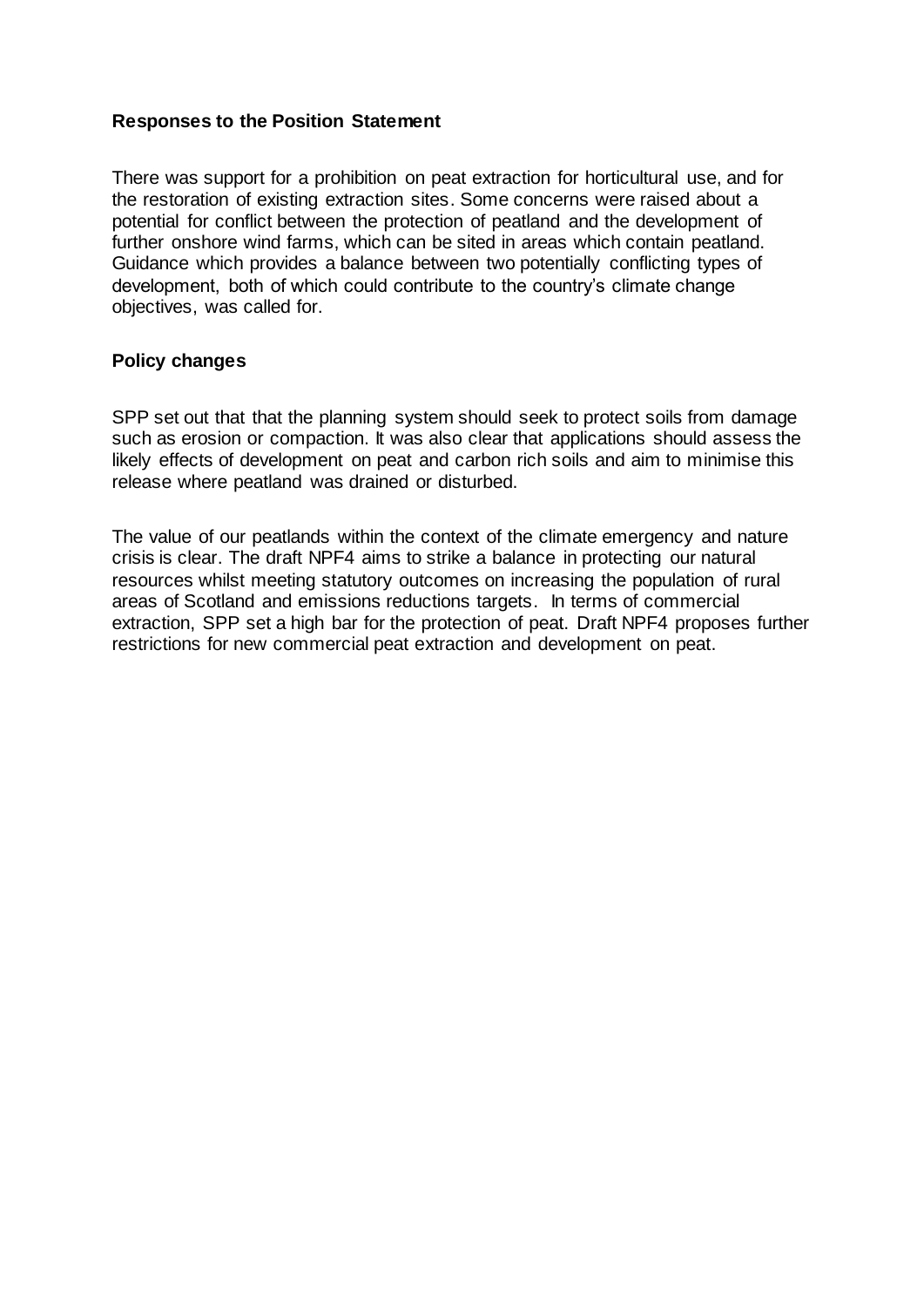**Responses to the Position Statement**

There was support for a prohibition on peat extraction for horticultural use, and for the restoration of existing extraction sites. Some concerns were raised about a potential for conflict between the protection of peatland and the development of further onshore wind farms, which can be sited in areas which contain peatland. Guidance which provides a balance between two potentially conflicting types of development, both of which could contribute to the country's climate change objectives, was called for.

**Policy changes**

SPP set out that that the planning system should seek to protect soils from damage such as erosion or compaction. It was also clear that applications should assess the likely effects of development on peat and carbon rich soils and aim to minimise this release where peatland was drained or disturbed.

The value of our peatlands within the context of the climate emergency and nature crisis is clear. The draft NPF4 aims to strike a balance in protecting our natural resources whilst meeting statutory outcomes on increasing the population of rural areas of Scotland and emissions reductions targets. In terms of commercial extraction, SPP set a high bar for the protection of peat. Draft NPF4 proposes further restrictions for new commercial peat extraction and development on peat.